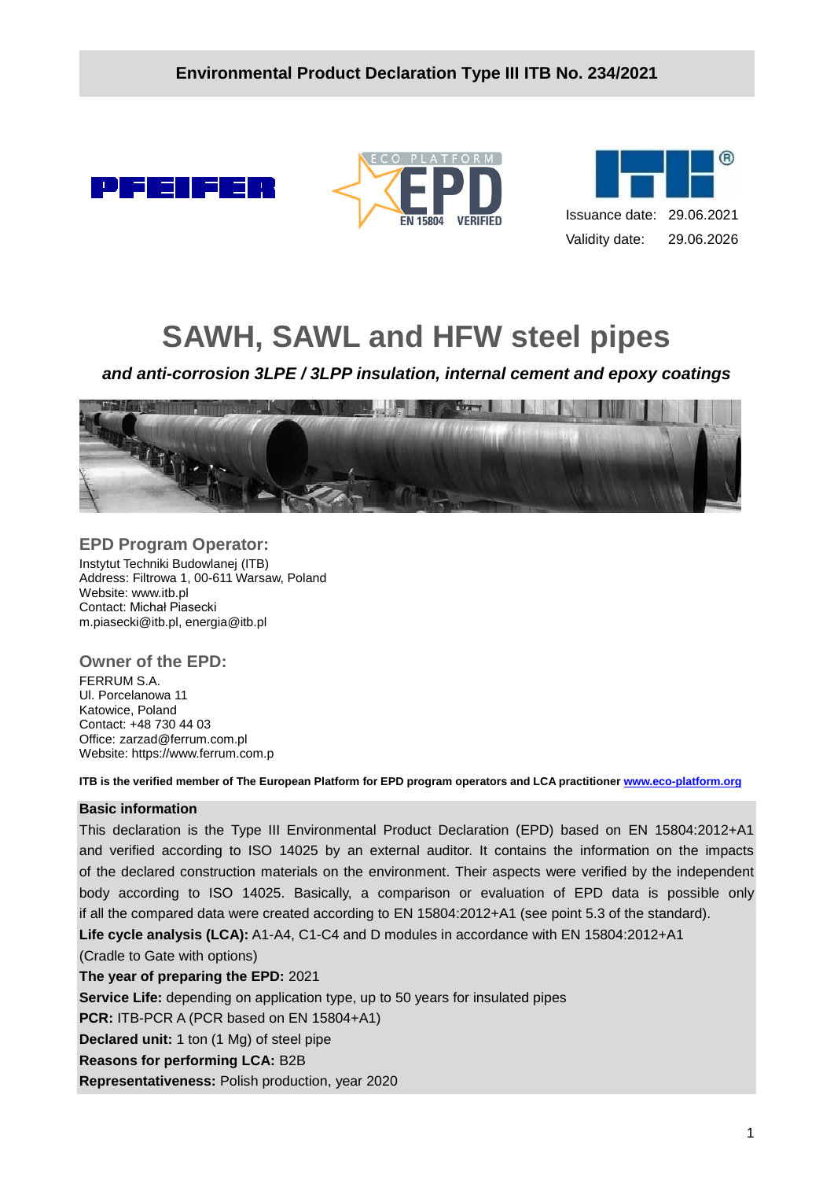**Environmental Product Declaration Type III ITB No. 234/2021**

Issuance date: 29.06.2021
Validity date: 29.06.2026

# SAWH, SAWL and HFW steel pipes

***and anti-corrosion 3LPE / 3LPP insulation, internal cement and epoxy coatings***

## EPD Program Operator:

Instytut Techniki Budowlanej (ITB)
Address: Filtrowa 1, 00-611 Warsaw, Poland
Website: www.itb.pl
Contact: Michał Piasecki
m.piasecki@itb.pl, energia@itb.pl

## Owner of the EPD:

FERRUM S.A.
Ul. Porcelanowa 11
Katowice, Poland
Contact: +48 730 44 03
Office: zarzad@ferrum.com.pl
Website: https://www.ferrum.com.p

**ITB is the verified member of The European Platform for EPD program operators and LCA practitioner [www.eco-platform.org](www.eco-platform.org)**

**Basic information**

This declaration is the Type III Environmental Product Declaration (EPD) based on EN 15804:2012+A1 and verified according to ISO 14025 by an external auditor. It contains the information on the impacts of the declared construction materials on the environment. Their aspects were verified by the independent body according to ISO 14025. Basically, a comparison or evaluation of EPD data is possible only if all the compared data were created according to EN 15804:2012+A1 (see point 5.3 of the standard).

**Life cycle analysis (LCA):** A1-A4, C1-C4 and D modules in accordance with EN 15804:2012+A1 (Cradle to Gate with options)

**The year of preparing the EPD:** 2021

**Service Life:** depending on application type, up to 50 years for insulated pipes

**PCR:** ITB-PCR A (PCR based on EN 15804+A1)

**Declared unit:** 1 ton (1 Mg) of steel pipe

**Reasons for performing LCA:** B2B

**Representativeness:** Polish production, year 2020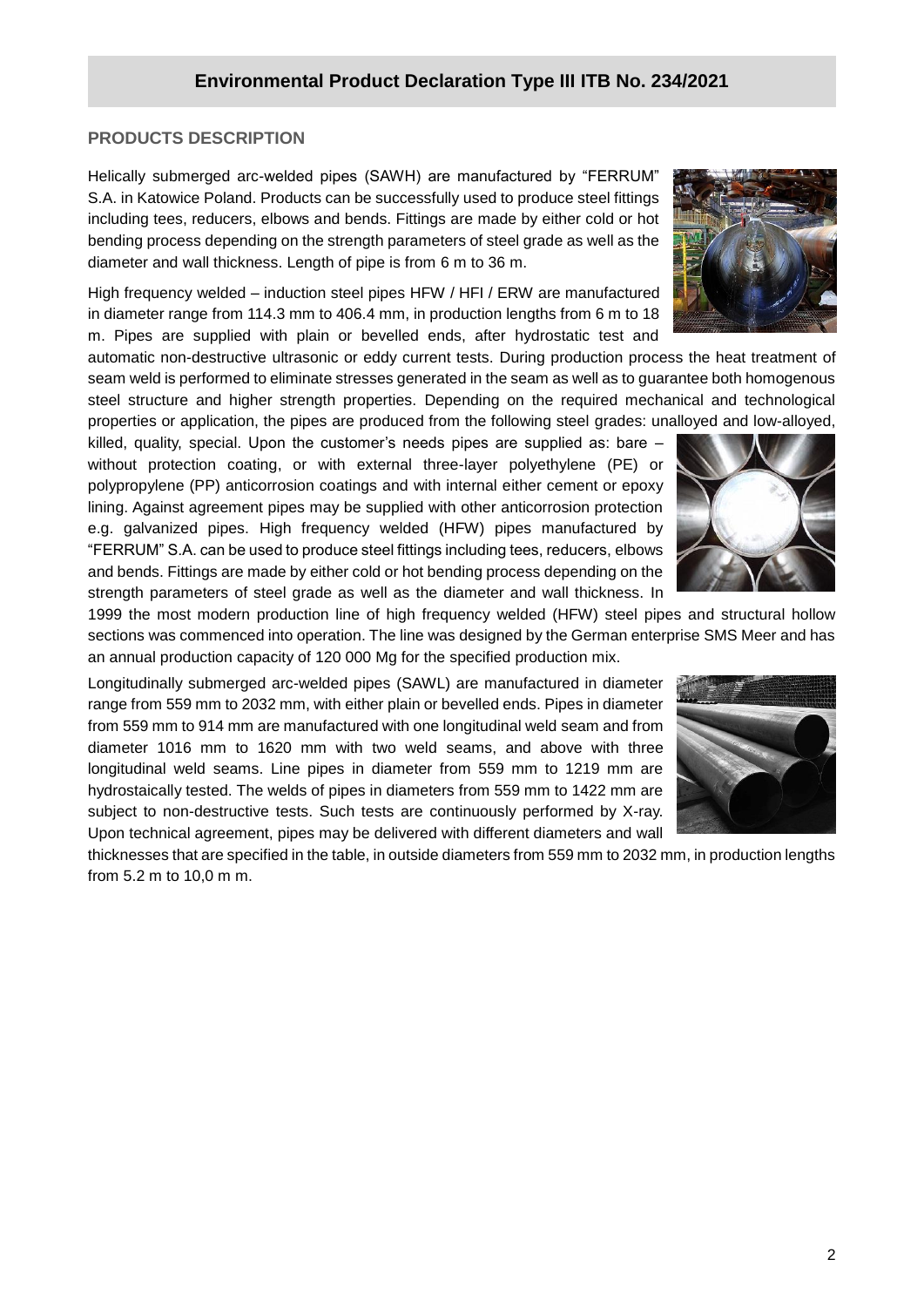## PRODUCTS DESCRIPTION

Helically submerged arc-welded pipes (SAWH) are manufactured by "FERRUM" S.A. in Katowice Poland. Products can be successfully used to produce steel fittings including tees, reducers, elbows and bends. Fittings are made by either cold or hot bending process depending on the strength parameters of steel grade as well as the diameter and wall thickness. Length of pipe is from 6 m to 36 m.

High frequency welded – induction steel pipes HFW / HFI / ERW are manufactured in diameter range from 114.3 mm to 406.4 mm, in production lengths from 6 m to 18 m. Pipes are supplied with plain or bevelled ends, after hydrostatic test and automatic non-destructive ultrasonic or eddy current tests. During production process the heat treatment of seam weld is performed to eliminate stresses generated in the seam as well as to guarantee both homogenous steel structure and higher strength properties. Depending on the required mechanical and technological properties or application, the pipes are produced from the following steel grades: unalloyed and low-alloyed, killed, quality, special. Upon the customer's needs pipes are supplied as: bare – without protection coating, or with external three-layer polyethylene (PE) or polypropylene (PP) anticorrosion coatings and with internal either cement or epoxy lining. Against agreement pipes may be supplied with other anticorrosion protection e.g. galvanized pipes. High frequency welded (HFW) pipes manufactured by "FERRUM" S.A. can be used to produce steel fittings including tees, reducers, elbows and bends. Fittings are made by either cold or hot bending process depending on the strength parameters of steel grade as well as the diameter and wall thickness. In 1999 the most modern production line of high frequency welded (HFW) steel pipes and structural hollow sections was commenced into operation. The line was designed by the German enterprise SMS Meer and has an annual production capacity of 120 000 Mg for the specified production mix.

Longitudinally submerged arc-welded pipes (SAWL) are manufactured in diameter range from 559 mm to 2032 mm, with either plain or bevelled ends. Pipes in diameter from 559 mm to 914 mm are manufactured with one longitudinal weld seam and from diameter 1016 mm to 1620 mm with two weld seams, and above with three longitudinal weld seams. Line pipes in diameter from 559 mm to 1219 mm are hydrostaically tested. The welds of pipes in diameters from 559 mm to 1422 mm are subject to non-destructive tests. Such tests are continuously performed by X-ray. Upon technical agreement, pipes may be delivered with different diameters and wall thicknesses that are specified in the table, in outside diameters from 559 mm to 2032 mm, in production lengths from 5.2 m to 10,0 m m.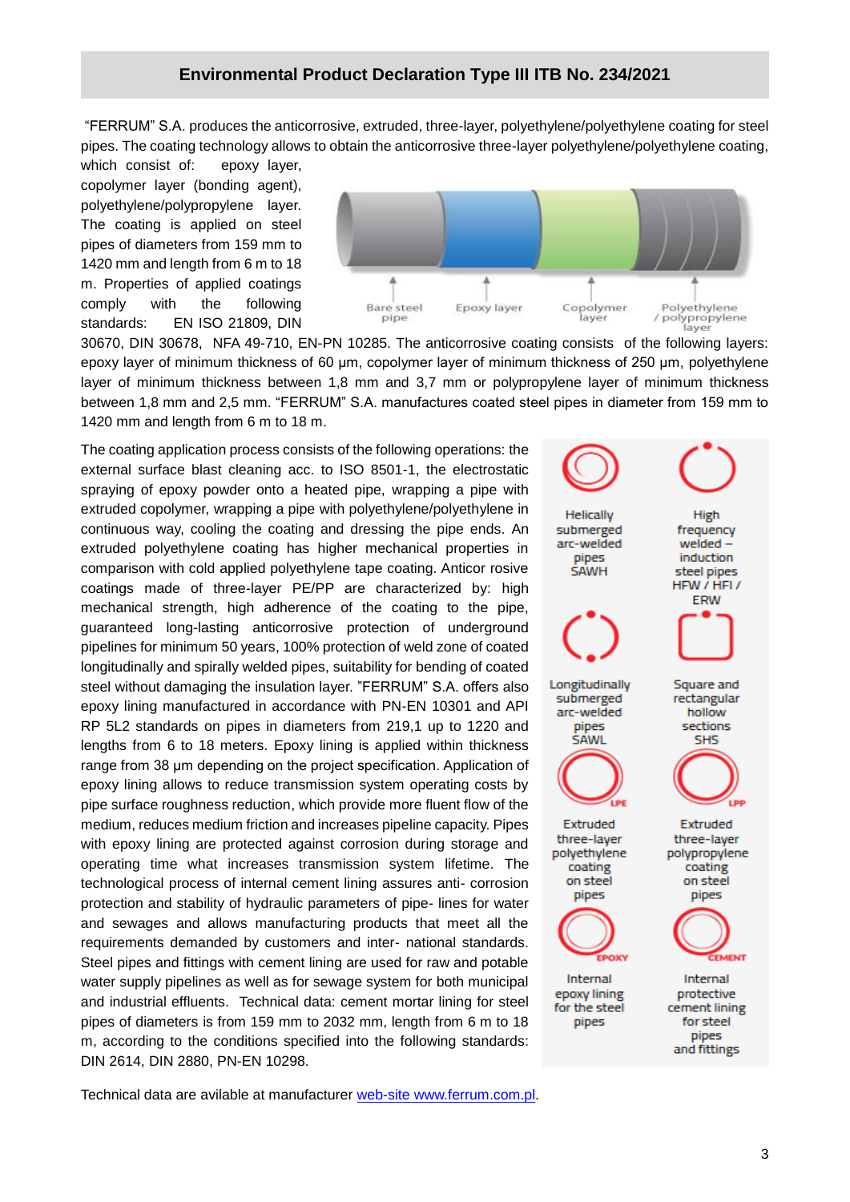## Environmental Product Declaration Type III ITB No. 234/2021

"FERRUM" S.A. produces the anticorrosive, extruded, three-layer, polyethylene/polyethylene coating for steel pipes. The coating technology allows to obtain the anticorrosive three-layer polyethylene/polyethylene coating, which consist of: epoxy layer, copolymer layer (bonding agent), polyethylene/polypropylene layer. The coating is applied on steel pipes of diameters from 159 mm to 1420 mm and length from 6 m to 18 m. Properties of applied coatings comply with the following standards: EN ISO 21809, DIN 30670, DIN 30678, NFA 49-710, EN-PN 10285. The anticorrosive coating consists of the following layers: epoxy layer of minimum thickness of 60 µm, copolymer layer of minimum thickness of 250 µm, polyethylene layer of minimum thickness between 1,8 mm and 3,7 mm or polypropylene layer of minimum thickness between 1,8 mm and 2,5 mm. "FERRUM" S.A. manufactures coated steel pipes in diameter from 159 mm to 1420 mm and length from 6 m to 18 m.

Bare steel pipe | Epoxy layer | Copolymer layer | Polyethylene / polypropylene layer

The coating application process consists of the following operations: the external surface blast cleaning acc. to ISO 8501-1, the electrostatic spraying of epoxy powder onto a heated pipe, wrapping a pipe with extruded copolymer, wrapping a pipe with polyethylene/polyethylene in continuous way, cooling the coating and dressing the pipe ends. An extruded polyethylene coating has higher mechanical properties in comparison with cold applied polyethylene tape coating. Anticor rosive coatings made of three-layer PE/PP are characterized by: high mechanical strength, high adherence of the coating to the pipe, guaranteed long-lasting anticorrosive protection of underground pipelines for minimum 50 years, 100% protection of weld zone of coated longitudinally and spirally welded pipes, suitability for bending of coated steel without damaging the insulation layer. "FERRUM" S.A. offers also epoxy lining manufactured in accordance with PN-EN 10301 and API RP 5L2 standards on pipes in diameters from 219,1 up to 1220 and lengths from 6 to 18 meters. Epoxy lining is applied within thickness range from 38 µm depending on the project specification. Application of epoxy lining allows to reduce transmission system operating costs by pipe surface roughness reduction, which provide more fluent flow of the medium, reduces medium friction and increases pipeline capacity. Pipes with epoxy lining are protected against corrosion during storage and operating time what increases transmission system lifetime. The technological process of internal cement lining assures anti- corrosion protection and stability of hydraulic parameters of pipe- lines for water and sewages and allows manufacturing products that meet all the requirements demanded by customers and inter- national standards. Steel pipes and fittings with cement lining are used for raw and potable water supply pipelines as well as for sewage system for both municipal and industrial effluents. Technical data: cement mortar lining for steel pipes of diameters is from 159 mm to 2032 mm, length from 6 m to 18 m, according to the conditions specified into the following standards: DIN 2614, DIN 2880, PN-EN 10298.

- Helically submerged arc-welded pipes SAWH
- High frequency welded – induction steel pipes HFW / HFI / ERW
- Longitudinally submerged arc-welded pipes SAWL
- Square and rectangular hollow sections SHS
- LPE – Extruded three-layer polyethylene coating on steel pipes
- LPP – Extruded three-layer polypropylene coating on steel pipes
- EPOXY – Internal epoxy lining for the steel pipes
- CEMENT – Internal protective cement lining for steel pipes and fittings

Technical data are avilable at manufacturer [web-site www.ferrum.com.pl](http://www.ferrum.com.pl).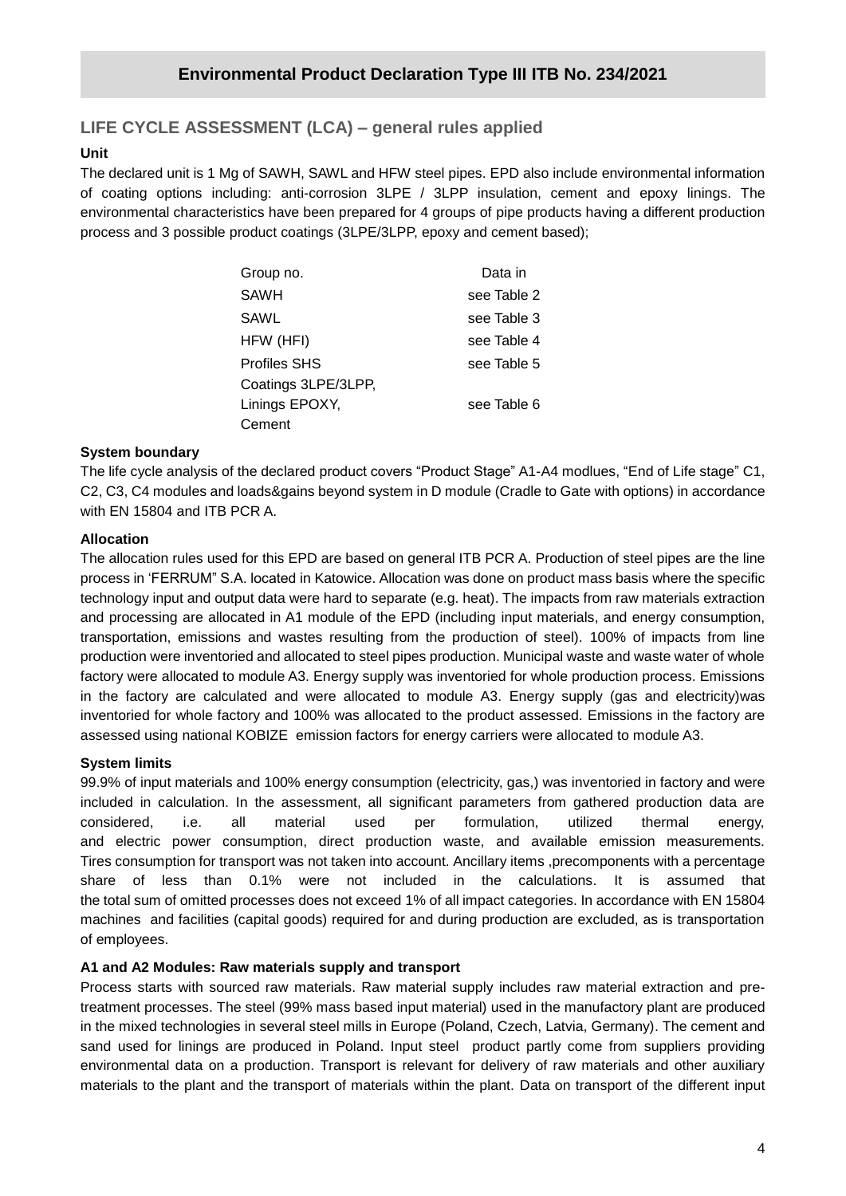## LIFE CYCLE ASSESSMENT (LCA) – general rules applied

### Unit

The declared unit is 1 Mg of SAWH, SAWL and HFW steel pipes. EPD also include environmental information of coating options including: anti-corrosion 3LPE / 3LPP insulation, cement and epoxy linings. The environmental characteristics have been prepared for 4 groups of pipe products having a different production process and 3 possible product coatings (3LPE/3LPP, epoxy and cement based);

| Group no. | Data in |
|---|---|
| SAWH | see Table 2 |
| SAWL | see Table 3 |
| HFW (HFI) | see Table 4 |
| Profiles SHS | see Table 5 |
| Coatings 3LPE/3LPP, Linings EPOXY, Cement | see Table 6 |

### System boundary

The life cycle analysis of the declared product covers "Product Stage" A1-A4 modlues, "End of Life stage" C1, C2, C3, C4 modules and loads&gains beyond system in D module (Cradle to Gate with options) in accordance with EN 15804 and ITB PCR A.

### Allocation

The allocation rules used for this EPD are based on general ITB PCR A. Production of steel pipes are the line process in 'FERRUM" S.A. located in Katowice. Allocation was done on product mass basis where the specific technology input and output data were hard to separate (e.g. heat). The impacts from raw materials extraction and processing are allocated in A1 module of the EPD (including input materials, and energy consumption, transportation, emissions and wastes resulting from the production of steel). 100% of impacts from line production were inventoried and allocated to steel pipes production. Municipal waste and waste water of whole factory were allocated to module A3. Energy supply was inventoried for whole production process. Emissions in the factory are calculated and were allocated to module A3. Energy supply (gas and electricity)was inventoried for whole factory and 100% was allocated to the product assessed. Emissions in the factory are assessed using national KOBIZE emission factors for energy carriers were allocated to module A3.

### System limits

99.9% of input materials and 100% energy consumption (electricity, gas,) was inventoried in factory and were included in calculation. In the assessment, all significant parameters from gathered production data are considered, i.e. all material used per formulation, utilized thermal energy, and electric power consumption, direct production waste, and available emission measurements. Tires consumption for transport was not taken into account. Ancillary items ,precomponents with a percentage share of less than 0.1% were not included in the calculations. It is assumed that the total sum of omitted processes does not exceed 1% of all impact categories. In accordance with EN 15804 machines and facilities (capital goods) required for and during production are excluded, as is transportation of employees.

### A1 and A2 Modules: Raw materials supply and transport

Process starts with sourced raw materials. Raw material supply includes raw material extraction and pre-treatment processes. The steel (99% mass based input material) used in the manufactory plant are produced in the mixed technologies in several steel mills in Europe (Poland, Czech, Latvia, Germany). The cement and sand used for linings are produced in Poland. Input steel product partly come from suppliers providing environmental data on a production. Transport is relevant for delivery of raw materials and other auxiliary materials to the plant and the transport of materials within the plant. Data on transport of the different input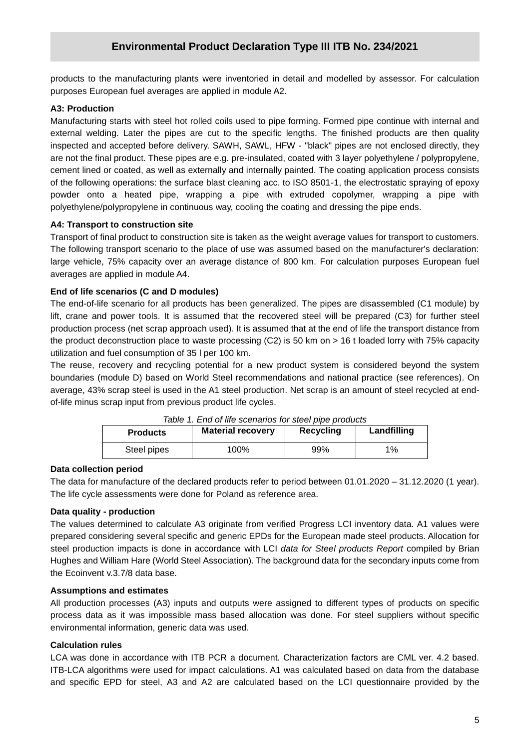products to the manufacturing plants were inventoried in detail and modelled by assessor. For calculation purposes European fuel averages are applied in module A2.

**A3: Production**

Manufacturing starts with steel hot rolled coils used to pipe forming. Formed pipe continue with internal and external welding. Later the pipes are cut to the specific lengths. The finished products are then quality inspected and accepted before delivery. SAWH, SAWL, HFW - "black" pipes are not enclosed directly, they are not the final product. These pipes are e.g. pre-insulated, coated with 3 layer polyethylene / polypropylene, cement lined or coated, as well as externally and internally painted. The coating application process consists of the following operations: the surface blast cleaning acc. to ISO 8501-1, the electrostatic spraying of epoxy powder onto a heated pipe, wrapping a pipe with extruded copolymer, wrapping a pipe with polyethylene/polypropylene in continuous way, cooling the coating and dressing the pipe ends.

**A4: Transport to construction site**

Transport of final product to construction site is taken as the weight average values for transport to customers. The following transport scenario to the place of use was assumed based on the manufacturer's declaration: large vehicle, 75% capacity over an average distance of 800 km. For calculation purposes European fuel averages are applied in module A4.

**End of life scenarios (C and D modules)**

The end-of-life scenario for all products has been generalized. The pipes are disassembled (C1 module) by lift, crane and power tools. It is assumed that the recovered steel will be prepared (C3) for further steel production process (net scrap approach used). It is assumed that at the end of life the transport distance from the product deconstruction place to waste processing (C2) is 50 km on > 16 t loaded lorry with 75% capacity utilization and fuel consumption of 35 l per 100 km.

The reuse, recovery and recycling potential for a new product system is considered beyond the system boundaries (module D) based on World Steel recommendations and national practice (see references). On average, 43% scrap steel is used in the A1 steel production. Net scrap is an amount of steel recycled at end-of-life minus scrap input from previous product life cycles.

*Table 1. End of life scenarios for steel pipe products*

| Products | Material recovery | Recycling | Landfilling |
|---|---|---|---|
| Steel pipes | 100% | 99% | 1% |

**Data collection period**

The data for manufacture of the declared products refer to period between 01.01.2020 – 31.12.2020 (1 year). The life cycle assessments were done for Poland as reference area.

**Data quality - production**

The values determined to calculate A3 originate from verified Progress LCI inventory data. A1 values were prepared considering several specific and generic EPDs for the European made steel products. Allocation for steel production impacts is done in accordance with LCI *data for Steel products Report* compiled by Brian Hughes and William Hare (World Steel Association). The background data for the secondary inputs come from the Ecoinvent v.3.7/8 data base.

**Assumptions and estimates**

All production processes (A3) inputs and outputs were assigned to different types of products on specific process data as it was impossible mass based allocation was done. For steel suppliers without specific environmental information, generic data was used.

**Calculation rules**

LCA was done in accordance with ITB PCR a document. Characterization factors are CML ver. 4.2 based. ITB-LCA algorithms were used for impact calculations. A1 was calculated based on data from the database and specific EPD for steel, A3 and A2 are calculated based on the LCI questionnaire provided by the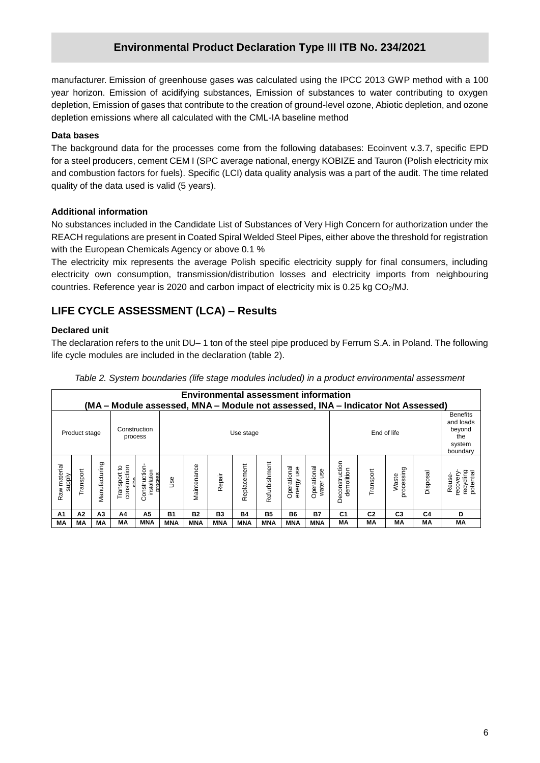manufacturer. Emission of greenhouse gases was calculated using the IPCC 2013 GWP method with a 100 year horizon. Emission of acidifying substances, Emission of substances to water contributing to oxygen depletion, Emission of gases that contribute to the creation of ground-level ozone, Abiotic depletion, and ozone depletion emissions where all calculated with the CML-IA baseline method

**Data bases**

The background data for the processes come from the following databases: Ecoinvent v.3.7, specific EPD for a steel producers, cement CEM I (SPC average national, energy KOBIZE and Tauron (Polish electricity mix and combustion factors for fuels). Specific (LCI) data quality analysis was a part of the audit. The time related quality of the data used is valid (5 years).

**Additional information**

No substances included in the Candidate List of Substances of Very High Concern for authorization under the REACH regulations are present in Coated Spiral Welded Steel Pipes, either above the threshold for registration with the European Chemicals Agency or above 0.1 %

The electricity mix represents the average Polish specific electricity supply for final consumers, including electricity own consumption, transmission/distribution losses and electricity imports from neighbouring countries. Reference year is 2020 and carbon impact of electricity mix is 0.25 kg $CO_2$/MJ.

## LIFE CYCLE ASSESSMENT (LCA) – Results

**Declared unit**

The declaration refers to the unit DU– 1 ton of the steel pipe produced by Ferrum S.A. in Poland. The following life cycle modules are included in the declaration (table 2).

*Table 2. System boundaries (life stage modules included) in a product environmental assessment*

| **Environmental assessment information (MA – Module assessed, MNA – Module not assessed, INA – Indicator Not Assessed)** | | | | | | | | | | | | | | | | |
|---|---|---|---|---|---|---|---|---|---|---|---|---|---|---|---|---|
| Product stage | | | Construction process | | Use stage | | | | | | | End of life | | | | Benefits and loads beyond the system boundary |
| Raw material supply | Transport | Manufacturing | Transport to construction site | Construction-installation process | Use | Maintenance | Repair | Replacement | Refurbishment | Operational energy use | Operational water use | Deconstruction demolition | Transport | Waste processing | Disposal | Reuse-recovery-recycling potential |
| **A1** | **A2** | **A3** | **A4** | **A5** | **B1** | **B2** | **B3** | **B4** | **B5** | **B6** | **B7** | **C1** | **C2** | **C3** | **C4** | **D** |
| **MA** | **MA** | **MA** | **MA** | **MNA** | **MNA** | **MNA** | **MNA** | **MNA** | **MNA** | **MNA** | **MNA** | **MA** | **MA** | **MA** | **MA** | **MA** |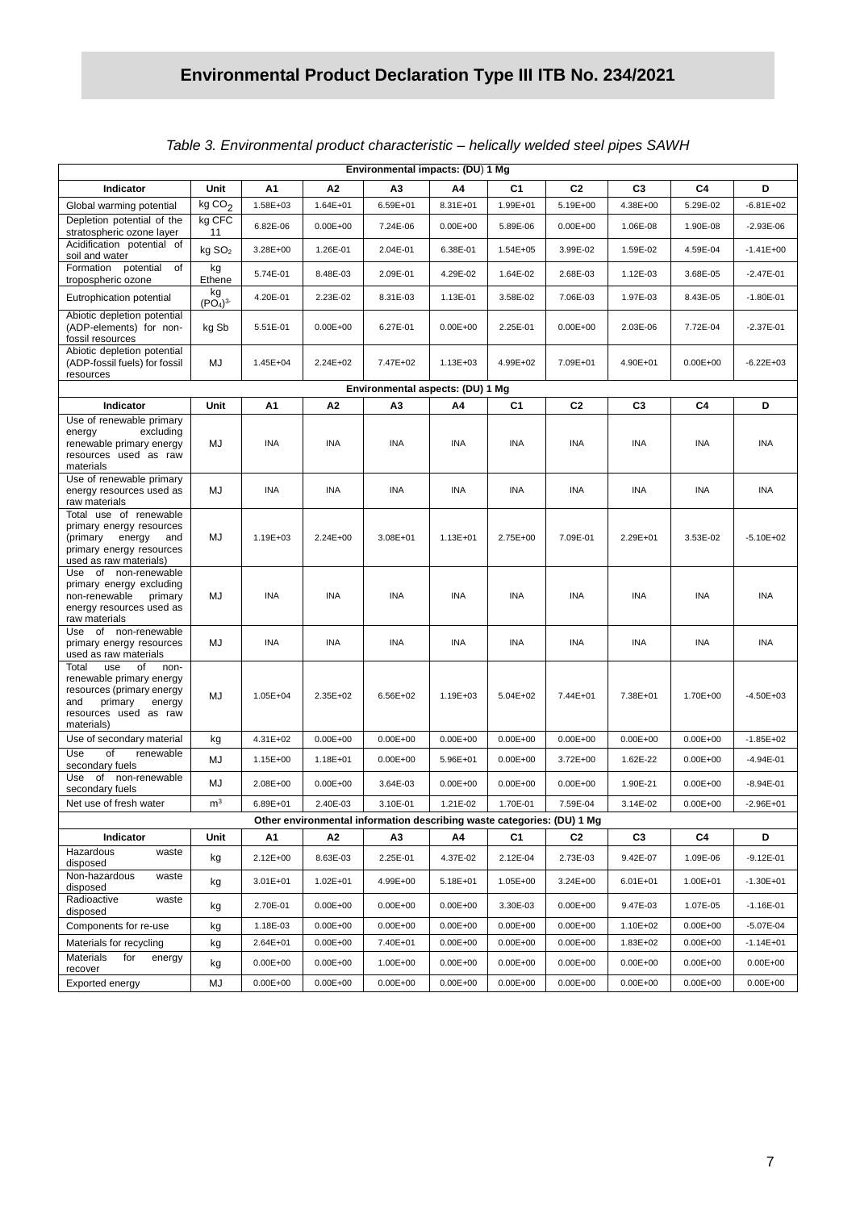# Environmental Product Declaration Type III ITB No. 234/2021

*Table 3. Environmental product characteristic – helically welded steel pipes SAWH*

| Environmental impacts: (DU) 1 Mg | | | | | | | | | | |
|---|---|---|---|---|---|---|---|---|---|---|
| **Indicator** | **Unit** | **A1** | **A2** | **A3** | **A4** | **C1** | **C2** | **C3** | **C4** | **D** |
| Global warming potential | kg $CO_2$ | 1.58E+03 | 1.64E+01 | 6.59E+01 | 8.31E+01 | 1.99E+01 | 5.19E+00 | 4.38E+00 | 5.29E-02 | -6.81E+02 |
| Depletion potential of the stratospheric ozone layer | kg CFC 11 | 6.82E-06 | 0.00E+00 | 7.24E-06 | 0.00E+00 | 5.89E-06 | 0.00E+00 | 1.06E-08 | 1.90E-08 | -2.93E-06 |
| Acidification potential of soil and water | kg $SO_2$ | 3.28E+00 | 1.26E-01 | 2.04E-01 | 6.38E-01 | 1.54E+05 | 3.99E-02 | 1.59E-02 | 4.59E-04 | -1.41E+00 |
| Formation potential of tropospheric ozone | kg Ethene | 5.74E-01 | 8.48E-03 | 2.09E-01 | 4.29E-02 | 1.64E-02 | 2.68E-03 | 1.12E-03 | 3.68E-05 | -2.47E-01 |
| Eutrophication potential | kg $(PO_4)^{3-}$ | 4.20E-01 | 2.23E-02 | 8.31E-03 | 1.13E-01 | 3.58E-02 | 7.06E-03 | 1.97E-03 | 8.43E-05 | -1.80E-01 |
| Abiotic depletion potential (ADP-elements) for non-fossil resources | kg Sb | 5.51E-01 | 0.00E+00 | 6.27E-01 | 0.00E+00 | 2.25E-01 | 0.00E+00 | 2.03E-06 | 7.72E-04 | -2.37E-01 |
| Abiotic depletion potential (ADP-fossil fuels) for fossil resources | MJ | 1.45E+04 | 2.24E+02 | 7.47E+02 | 1.13E+03 | 4.99E+02 | 7.09E+01 | 4.90E+01 | 0.00E+00 | -6.22E+03 |
| **Environmental aspects: (DU) 1 Mg** | | | | | | | | | | |
| **Indicator** | **Unit** | **A1** | **A2** | **A3** | **A4** | **C1** | **C2** | **C3** | **C4** | **D** |
| Use of renewable primary energy excluding renewable primary energy resources used as raw materials | MJ | INA | INA | INA | INA | INA | INA | INA | INA | INA |
| Use of renewable primary energy resources used as raw materials | MJ | INA | INA | INA | INA | INA | INA | INA | INA | INA |
| Total use of renewable primary energy resources (primary energy and primary energy resources used as raw materials) | MJ | 1.19E+03 | 2.24E+00 | 3.08E+01 | 1.13E+01 | 2.75E+00 | 7.09E-01 | 2.29E+01 | 3.53E-02 | -5.10E+02 |
| Use of non-renewable primary energy excluding non-renewable primary energy resources used as raw materials | MJ | INA | INA | INA | INA | INA | INA | INA | INA | INA |
| Use of non-renewable primary energy resources used as raw materials | MJ | INA | INA | INA | INA | INA | INA | INA | INA | INA |
| Total use of non-renewable primary energy resources (primary energy and primary energy resources used as raw materials) | MJ | 1.05E+04 | 2.35E+02 | 6.56E+02 | 1.19E+03 | 5.04E+02 | 7.44E+01 | 7.38E+01 | 1.70E+00 | -4.50E+03 |
| Use of secondary material | kg | 4.31E+02 | 0.00E+00 | 0.00E+00 | 0.00E+00 | 0.00E+00 | 0.00E+00 | 0.00E+00 | 0.00E+00 | -1.85E+02 |
| Use of renewable secondary fuels | MJ | 1.15E+00 | 1.18E+01 | 0.00E+00 | 5.96E+01 | 0.00E+00 | 3.72E+00 | 1.62E-22 | 0.00E+00 | -4.94E-01 |
| Use of non-renewable secondary fuels | MJ | 2.08E+00 | 0.00E+00 | 3.64E-03 | 0.00E+00 | 0.00E+00 | 0.00E+00 | 1.90E-21 | 0.00E+00 | -8.94E-01 |
| Net use of fresh water | $m^3$ | 6.89E+01 | 2.40E-03 | 3.10E-01 | 1.21E-02 | 1.70E-01 | 7.59E-04 | 3.14E-02 | 0.00E+00 | -2.96E+01 |
| **Other environmental information describing waste categories: (DU) 1 Mg** | | | | | | | | | | |
| **Indicator** | **Unit** | **A1** | **A2** | **A3** | **A4** | **C1** | **C2** | **C3** | **C4** | **D** |
| Hazardous waste disposed | kg | 2.12E+00 | 8.63E-03 | 2.25E-01 | 4.37E-02 | 2.12E-04 | 2.73E-03 | 9.42E-07 | 1.09E-06 | -9.12E-01 |
| Non-hazardous waste disposed | kg | 3.01E+01 | 1.02E+01 | 4.99E+00 | 5.18E+01 | 1.05E+00 | 3.24E+00 | 6.01E+01 | 1.00E+01 | -1.30E+01 |
| Radioactive waste disposed | kg | 2.70E-01 | 0.00E+00 | 0.00E+00 | 0.00E+00 | 3.30E-03 | 0.00E+00 | 9.47E-03 | 1.07E-05 | -1.16E-01 |
| Components for re-use | kg | 1.18E-03 | 0.00E+00 | 0.00E+00 | 0.00E+00 | 0.00E+00 | 0.00E+00 | 1.10E+02 | 0.00E+00 | -5.07E-04 |
| Materials for recycling | kg | 2.64E+01 | 0.00E+00 | 7.40E+01 | 0.00E+00 | 0.00E+00 | 0.00E+00 | 1.83E+02 | 0.00E+00 | -1.14E+01 |
| Materials for energy recover | kg | 0.00E+00 | 0.00E+00 | 1.00E+00 | 0.00E+00 | 0.00E+00 | 0.00E+00 | 0.00E+00 | 0.00E+00 | 0.00E+00 |
| Exported energy | MJ | 0.00E+00 | 0.00E+00 | 0.00E+00 | 0.00E+00 | 0.00E+00 | 0.00E+00 | 0.00E+00 | 0.00E+00 | 0.00E+00 |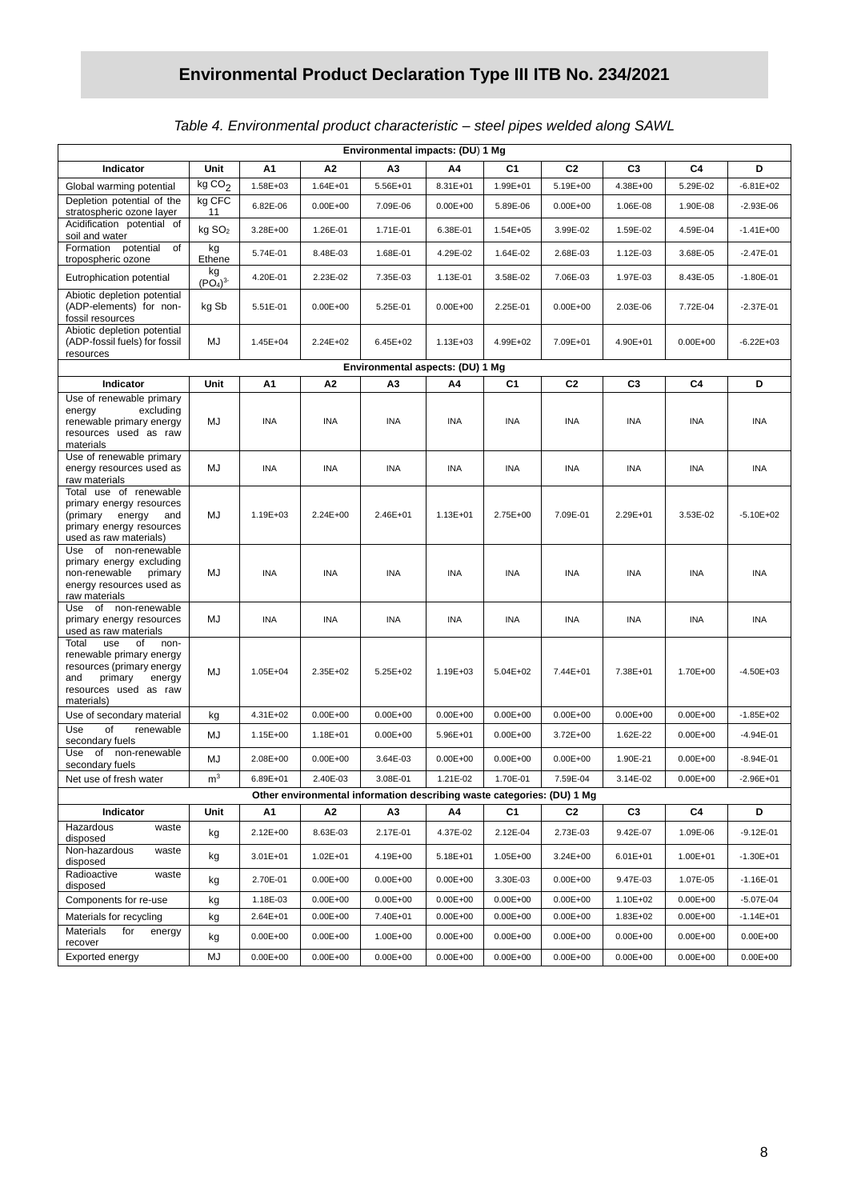# Environmental Product Declaration Type III ITB No. 234/2021

*Table 4. Environmental product characteristic – steel pipes welded along SAWL*

| Environmental impacts: (DU) 1 Mg | | | | | | | | | | |
|---|---|---|---|---|---|---|---|---|---|---|
| **Indicator** | **Unit** | **A1** | **A2** | **A3** | **A4** | **C1** | **C2** | **C3** | **C4** | **D** |
| Global warming potential | kg $CO_2$ | 1.58E+03 | 1.64E+01 | 5.56E+01 | 8.31E+01 | 1.99E+01 | 5.19E+00 | 4.38E+00 | 5.29E-02 | -6.81E+02 |
| Depletion potential of the stratospheric ozone layer | kg CFC 11 | 6.82E-06 | 0.00E+00 | 7.09E-06 | 0.00E+00 | 5.89E-06 | 0.00E+00 | 1.06E-08 | 1.90E-08 | -2.93E-06 |
| Acidification potential of soil and water | kg $SO_2$ | 3.28E+00 | 1.26E-01 | 1.71E-01 | 6.38E-01 | 1.54E+05 | 3.99E-02 | 1.59E-02 | 4.59E-04 | -1.41E+00 |
| Formation potential of tropospheric ozone | kg Ethene | 5.74E-01 | 8.48E-03 | 1.68E-01 | 4.29E-02 | 1.64E-02 | 2.68E-03 | 1.12E-03 | 3.68E-05 | -2.47E-01 |
| Eutrophication potential | kg $(PO_4)^{3-}$ | 4.20E-01 | 2.23E-02 | 7.35E-03 | 1.13E-01 | 3.58E-02 | 7.06E-03 | 1.97E-03 | 8.43E-05 | -1.80E-01 |
| Abiotic depletion potential (ADP-elements) for non-fossil resources | kg Sb | 5.51E-01 | 0.00E+00 | 5.25E-01 | 0.00E+00 | 2.25E-01 | 0.00E+00 | 2.03E-06 | 7.72E-04 | -2.37E-01 |
| Abiotic depletion potential (ADP-fossil fuels) for fossil resources | MJ | 1.45E+04 | 2.24E+02 | 6.45E+02 | 1.13E+03 | 4.99E+02 | 7.09E+01 | 4.90E+01 | 0.00E+00 | -6.22E+03 |
| **Environmental aspects: (DU) 1 Mg** | | | | | | | | | | |
| **Indicator** | **Unit** | **A1** | **A2** | **A3** | **A4** | **C1** | **C2** | **C3** | **C4** | **D** |
| Use of renewable primary energy excluding renewable primary energy resources used as raw materials | MJ | INA | INA | INA | INA | INA | INA | INA | INA | INA |
| Use of renewable primary energy resources used as raw materials | MJ | INA | INA | INA | INA | INA | INA | INA | INA | INA |
| Total use of renewable primary energy resources (primary energy and primary energy resources used as raw materials) | MJ | 1.19E+03 | 2.24E+00 | 2.46E+01 | 1.13E+01 | 2.75E+00 | 7.09E-01 | 2.29E+01 | 3.53E-02 | -5.10E+02 |
| Use of non-renewable primary energy excluding non-renewable primary energy resources used as raw materials | MJ | INA | INA | INA | INA | INA | INA | INA | INA | INA |
| Use of non-renewable primary energy resources used as raw materials | MJ | INA | INA | INA | INA | INA | INA | INA | INA | INA |
| Total use of non-renewable primary energy resources (primary energy and primary energy resources used as raw materials) | MJ | 1.05E+04 | 2.35E+02 | 5.25E+02 | 1.19E+03 | 5.04E+02 | 7.44E+01 | 7.38E+01 | 1.70E+00 | -4.50E+03 |
| Use of secondary material | kg | 4.31E+02 | 0.00E+00 | 0.00E+00 | 0.00E+00 | 0.00E+00 | 0.00E+00 | 0.00E+00 | 0.00E+00 | -1.85E+02 |
| Use of renewable secondary fuels | MJ | 1.15E+00 | 1.18E+01 | 0.00E+00 | 5.96E+01 | 0.00E+00 | 3.72E+00 | 1.62E-22 | 0.00E+00 | -4.94E-01 |
| Use of non-renewable secondary fuels | MJ | 2.08E+00 | 0.00E+00 | 3.64E-03 | 0.00E+00 | 0.00E+00 | 0.00E+00 | 1.90E-21 | 0.00E+00 | -8.94E-01 |
| Net use of fresh water | $m^3$ | 6.89E+01 | 2.40E-03 | 3.08E-01 | 1.21E-02 | 1.70E-01 | 7.59E-04 | 3.14E-02 | 0.00E+00 | -2.96E+01 |
| **Other environmental information describing waste categories: (DU) 1 Mg** | | | | | | | | | | |
| **Indicator** | **Unit** | **A1** | **A2** | **A3** | **A4** | **C1** | **C2** | **C3** | **C4** | **D** |
| Hazardous waste disposed | kg | 2.12E+00 | 8.63E-03 | 2.17E-01 | 4.37E-02 | 2.12E-04 | 2.73E-03 | 9.42E-07 | 1.09E-06 | -9.12E-01 |
| Non-hazardous waste disposed | kg | 3.01E+01 | 1.02E+01 | 4.19E+00 | 5.18E+01 | 1.05E+00 | 3.24E+00 | 6.01E+01 | 1.00E+01 | -1.30E+01 |
| Radioactive waste disposed | kg | 2.70E-01 | 0.00E+00 | 0.00E+00 | 0.00E+00 | 3.30E-03 | 0.00E+00 | 9.47E-03 | 1.07E-05 | -1.16E-01 |
| Components for re-use | kg | 1.18E-03 | 0.00E+00 | 0.00E+00 | 0.00E+00 | 0.00E+00 | 0.00E+00 | 1.10E+02 | 0.00E+00 | -5.07E-04 |
| Materials for recycling | kg | 2.64E+01 | 0.00E+00 | 7.40E+01 | 0.00E+00 | 0.00E+00 | 0.00E+00 | 1.83E+02 | 0.00E+00 | -1.14E+01 |
| Materials for energy recover | kg | 0.00E+00 | 0.00E+00 | 1.00E+00 | 0.00E+00 | 0.00E+00 | 0.00E+00 | 0.00E+00 | 0.00E+00 | 0.00E+00 |
| Exported energy | MJ | 0.00E+00 | 0.00E+00 | 0.00E+00 | 0.00E+00 | 0.00E+00 | 0.00E+00 | 0.00E+00 | 0.00E+00 | 0.00E+00 |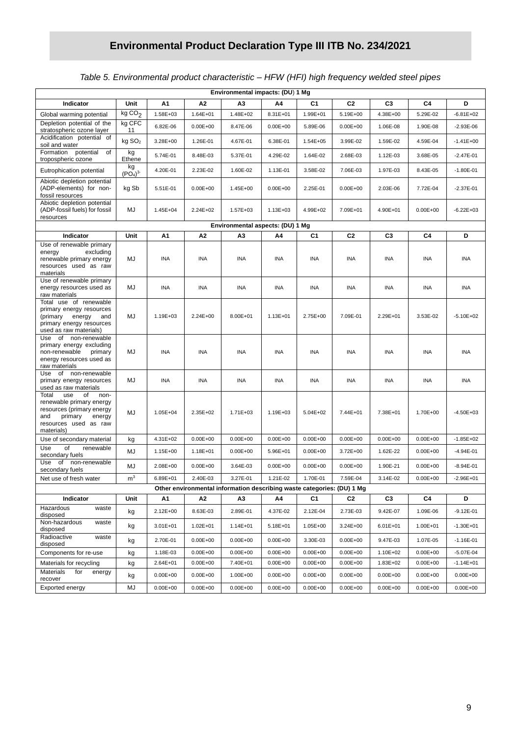# Environmental Product Declaration Type III ITB No. 234/2021

*Table 5. Environmental product characteristic – HFW (HFI) high frequency welded steel pipes*

| Environmental impacts: (DU) 1 Mg | | | | | | | | | | |
|---|---|---|---|---|---|---|---|---|---|---|
| **Indicator** | **Unit** | **A1** | **A2** | **A3** | **A4** | **C1** | **C2** | **C3** | **C4** | **D** |
| Global warming potential | kg $CO_2$ | 1.58E+03 | 1.64E+01 | 1.48E+02 | 8.31E+01 | 1.99E+01 | 5.19E+00 | 4.38E+00 | 5.29E-02 | -6.81E+02 |
| Depletion potential of the stratospheric ozone layer | kg CFC 11 | 6.82E-06 | 0.00E+00 | 8.47E-06 | 0.00E+00 | 5.89E-06 | 0.00E+00 | 1.06E-08 | 1.90E-08 | -2.93E-06 |
| Acidification potential of soil and water | kg $SO_2$ | 3.28E+00 | 1.26E-01 | 4.67E-01 | 6.38E-01 | 1.54E+05 | 3.99E-02 | 1.59E-02 | 4.59E-04 | -1.41E+00 |
| Formation potential of tropospheric ozone | kg Ethene | 5.74E-01 | 8.48E-03 | 5.37E-01 | 4.29E-02 | 1.64E-02 | 2.68E-03 | 1.12E-03 | 3.68E-05 | -2.47E-01 |
| Eutrophication potential | kg $(PO_4)^{3-}$ | 4.20E-01 | 2.23E-02 | 1.60E-02 | 1.13E-01 | 3.58E-02 | 7.06E-03 | 1.97E-03 | 8.43E-05 | -1.80E-01 |
| Abiotic depletion potential (ADP-elements) for non-fossil resources | kg Sb | 5.51E-01 | 0.00E+00 | 1.45E+00 | 0.00E+00 | 2.25E-01 | 0.00E+00 | 2.03E-06 | 7.72E-04 | -2.37E-01 |
| Abiotic depletion potential (ADP-fossil fuels) for fossil resources | MJ | 1.45E+04 | 2.24E+02 | 1.57E+03 | 1.13E+03 | 4.99E+02 | 7.09E+01 | 4.90E+01 | 0.00E+00 | -6.22E+03 |
| **Environmental aspects: (DU) 1 Mg** | | | | | | | | | | |
| **Indicator** | **Unit** | **A1** | **A2** | **A3** | **A4** | **C1** | **C2** | **C3** | **C4** | **D** |
| Use of renewable primary energy excluding renewable primary energy resources used as raw materials | MJ | INA | INA | INA | INA | INA | INA | INA | INA | INA |
| Use of renewable primary energy resources used as raw materials | MJ | INA | INA | INA | INA | INA | INA | INA | INA | INA |
| Total use of renewable primary energy resources (primary energy and primary energy resources used as raw materials) | MJ | 1.19E+03 | 2.24E+00 | 8.00E+01 | 1.13E+01 | 2.75E+00 | 7.09E-01 | 2.29E+01 | 3.53E-02 | -5.10E+02 |
| Use of non-renewable primary energy excluding non-renewable primary energy resources used as raw materials | MJ | INA | INA | INA | INA | INA | INA | INA | INA | INA |
| Use of non-renewable primary energy resources used as raw materials | MJ | INA | INA | INA | INA | INA | INA | INA | INA | INA |
| Total use of non-renewable primary energy resources (primary energy and primary energy resources used as raw materials) | MJ | 1.05E+04 | 2.35E+02 | 1.71E+03 | 1.19E+03 | 5.04E+02 | 7.44E+01 | 7.38E+01 | 1.70E+00 | -4.50E+03 |
| Use of secondary material | kg | 4.31E+02 | 0.00E+00 | 0.00E+00 | 0.00E+00 | 0.00E+00 | 0.00E+00 | 0.00E+00 | 0.00E+00 | -1.85E+02 |
| Use of renewable secondary fuels | MJ | 1.15E+00 | 1.18E+01 | 0.00E+00 | 5.96E+01 | 0.00E+00 | 3.72E+00 | 1.62E-22 | 0.00E+00 | -4.94E-01 |
| Use of non-renewable secondary fuels | MJ | 2.08E+00 | 0.00E+00 | 3.64E-03 | 0.00E+00 | 0.00E+00 | 0.00E+00 | 1.90E-21 | 0.00E+00 | -8.94E-01 |
| Net use of fresh water | $m^3$ | 6.89E+01 | 2.40E-03 | 3.27E-01 | 1.21E-02 | 1.70E-01 | 7.59E-04 | 3.14E-02 | 0.00E+00 | -2.96E+01 |
| **Other environmental information describing waste categories: (DU) 1 Mg** | | | | | | | | | | |
| **Indicator** | **Unit** | **A1** | **A2** | **A3** | **A4** | **C1** | **C2** | **C3** | **C4** | **D** |
| Hazardous waste disposed | kg | 2.12E+00 | 8.63E-03 | 2.89E-01 | 4.37E-02 | 2.12E-04 | 2.73E-03 | 9.42E-07 | 1.09E-06 | -9.12E-01 |
| Non-hazardous waste disposed | kg | 3.01E+01 | 1.02E+01 | 1.14E+01 | 5.18E+01 | 1.05E+00 | 3.24E+00 | 6.01E+01 | 1.00E+01 | -1.30E+01 |
| Radioactive waste disposed | kg | 2.70E-01 | 0.00E+00 | 0.00E+00 | 0.00E+00 | 3.30E-03 | 0.00E+00 | 9.47E-03 | 1.07E-05 | -1.16E-01 |
| Components for re-use | kg | 1.18E-03 | 0.00E+00 | 0.00E+00 | 0.00E+00 | 0.00E+00 | 0.00E+00 | 1.10E+02 | 0.00E+00 | -5.07E-04 |
| Materials for recycling | kg | 2.64E+01 | 0.00E+00 | 7.40E+01 | 0.00E+00 | 0.00E+00 | 0.00E+00 | 1.83E+02 | 0.00E+00 | -1.14E+01 |
| Materials for energy recover | kg | 0.00E+00 | 0.00E+00 | 1.00E+00 | 0.00E+00 | 0.00E+00 | 0.00E+00 | 0.00E+00 | 0.00E+00 | 0.00E+00 |
| Exported energy | MJ | 0.00E+00 | 0.00E+00 | 0.00E+00 | 0.00E+00 | 0.00E+00 | 0.00E+00 | 0.00E+00 | 0.00E+00 | 0.00E+00 |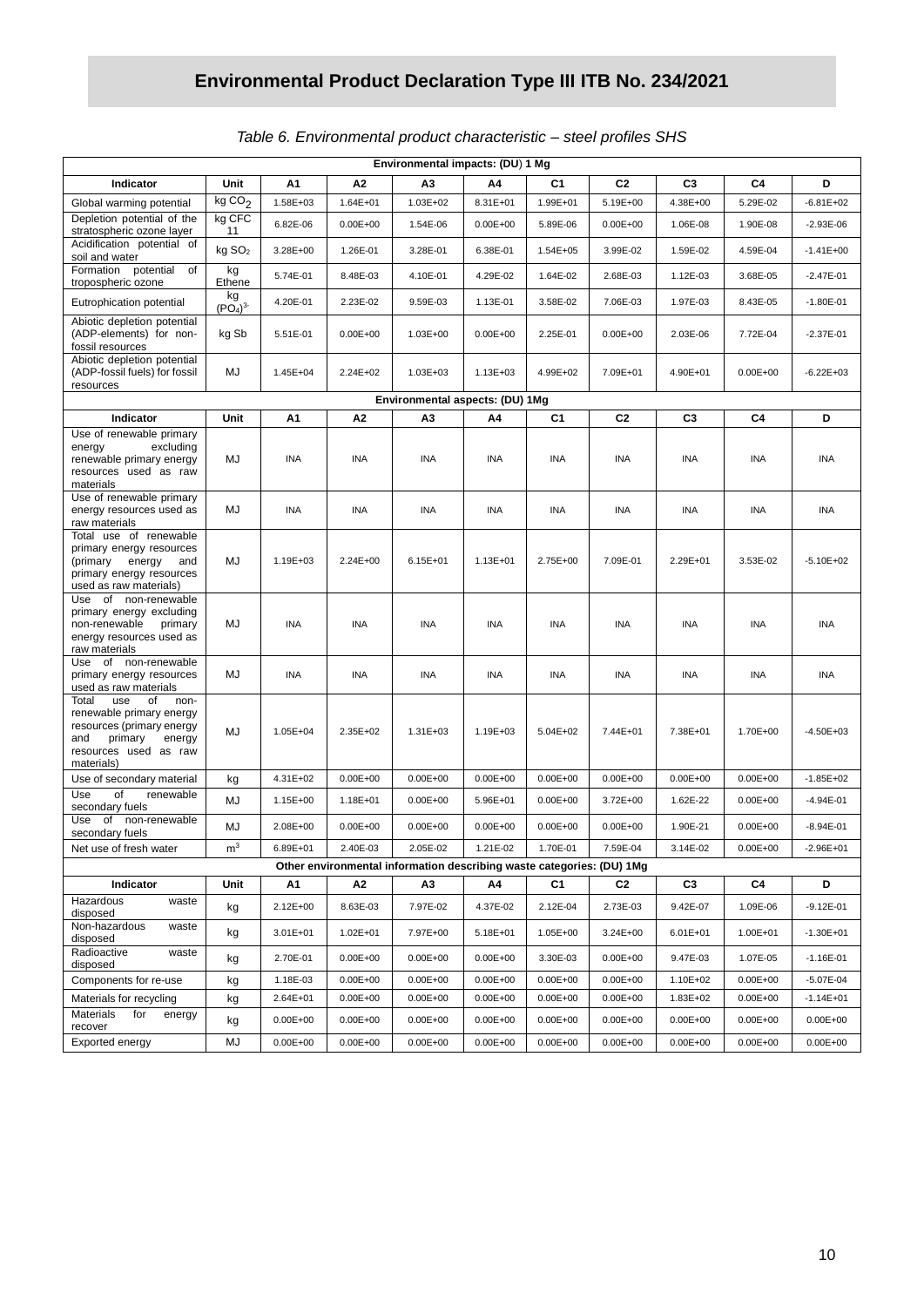# Environmental Product Declaration Type III ITB No. 234/2021

*Table 6. Environmental product characteristic – steel profiles SHS*

| Environmental impacts: (DU) 1 Mg | | | | | | | | | | |
|---|---|---|---|---|---|---|---|---|---|---|
| **Indicator** | **Unit** | **A1** | **A2** | **A3** | **A4** | **C1** | **C2** | **C3** | **C4** | **D** |
| Global warming potential | kg $CO_2$ | 1.58E+03 | 1.64E+01 | 1.03E+02 | 8.31E+01 | 1.99E+01 | 5.19E+00 | 4.38E+00 | 5.29E-02 | -6.81E+02 |
| Depletion potential of the stratospheric ozone layer | kg CFC 11 | 6.82E-06 | 0.00E+00 | 1.54E-06 | 0.00E+00 | 5.89E-06 | 0.00E+00 | 1.06E-08 | 1.90E-08 | -2.93E-06 |
| Acidification potential of soil and water | kg $SO_2$ | 3.28E+00 | 1.26E-01 | 3.28E-01 | 6.38E-01 | 1.54E+05 | 3.99E-02 | 1.59E-02 | 4.59E-04 | -1.41E+00 |
| Formation potential of tropospheric ozone | kg Ethene | 5.74E-01 | 8.48E-03 | 4.10E-01 | 4.29E-02 | 1.64E-02 | 2.68E-03 | 1.12E-03 | 3.68E-05 | -2.47E-01 |
| Eutrophication potential | kg $(PO_4)^{3-}$ | 4.20E-01 | 2.23E-02 | 9.59E-03 | 1.13E-01 | 3.58E-02 | 7.06E-03 | 1.97E-03 | 8.43E-05 | -1.80E-01 |
| Abiotic depletion potential (ADP-elements) for non-fossil resources | kg Sb | 5.51E-01 | 0.00E+00 | 1.03E+00 | 0.00E+00 | 2.25E-01 | 0.00E+00 | 2.03E-06 | 7.72E-04 | -2.37E-01 |
| Abiotic depletion potential (ADP-fossil fuels) for fossil resources | MJ | 1.45E+04 | 2.24E+02 | 1.03E+03 | 1.13E+03 | 4.99E+02 | 7.09E+01 | 4.90E+01 | 0.00E+00 | -6.22E+03 |
| **Environmental aspects: (DU) 1Mg** | | | | | | | | | | |
| **Indicator** | **Unit** | **A1** | **A2** | **A3** | **A4** | **C1** | **C2** | **C3** | **C4** | **D** |
| Use of renewable primary energy excluding renewable primary energy resources used as raw materials | MJ | INA | INA | INA | INA | INA | INA | INA | INA | INA |
| Use of renewable primary energy resources used as raw materials | MJ | INA | INA | INA | INA | INA | INA | INA | INA | INA |
| Total use of renewable primary energy resources (primary energy and primary energy resources used as raw materials) | MJ | 1.19E+03 | 2.24E+00 | 6.15E+01 | 1.13E+01 | 2.75E+00 | 7.09E-01 | 2.29E+01 | 3.53E-02 | -5.10E+02 |
| Use of non-renewable primary energy excluding non-renewable primary energy resources used as raw materials | MJ | INA | INA | INA | INA | INA | INA | INA | INA | INA |
| Use of non-renewable primary energy resources used as raw materials | MJ | INA | INA | INA | INA | INA | INA | INA | INA | INA |
| Total use of non-renewable primary energy resources (primary energy and primary energy resources used as raw materials) | MJ | 1.05E+04 | 2.35E+02 | 1.31E+03 | 1.19E+03 | 5.04E+02 | 7.44E+01 | 7.38E+01 | 1.70E+00 | -4.50E+03 |
| Use of secondary material | kg | 4.31E+02 | 0.00E+00 | 0.00E+00 | 0.00E+00 | 0.00E+00 | 0.00E+00 | 0.00E+00 | 0.00E+00 | -1.85E+02 |
| Use of renewable secondary fuels | MJ | 1.15E+00 | 1.18E+01 | 0.00E+00 | 5.96E+01 | 0.00E+00 | 3.72E+00 | 1.62E-22 | 0.00E+00 | -4.94E-01 |
| Use of non-renewable secondary fuels | MJ | 2.08E+00 | 0.00E+00 | 0.00E+00 | 0.00E+00 | 0.00E+00 | 0.00E+00 | 1.90E-21 | 0.00E+00 | -8.94E-01 |
| Net use of fresh water | $m^3$ | 6.89E+01 | 2.40E-03 | 2.05E-02 | 1.21E-02 | 1.70E-01 | 7.59E-04 | 3.14E-02 | 0.00E+00 | -2.96E+01 |
| **Other environmental information describing waste categories: (DU) 1Mg** | | | | | | | | | | |
| **Indicator** | **Unit** | **A1** | **A2** | **A3** | **A4** | **C1** | **C2** | **C3** | **C4** | **D** |
| Hazardous waste disposed | kg | 2.12E+00 | 8.63E-03 | 7.97E-02 | 4.37E-02 | 2.12E-04 | 2.73E-03 | 9.42E-07 | 1.09E-06 | -9.12E-01 |
| Non-hazardous waste disposed | kg | 3.01E+01 | 1.02E+01 | 7.97E+00 | 5.18E+01 | 1.05E+00 | 3.24E+00 | 6.01E+01 | 1.00E+01 | -1.30E+01 |
| Radioactive waste disposed | kg | 2.70E-01 | 0.00E+00 | 0.00E+00 | 0.00E+00 | 3.30E-03 | 0.00E+00 | 9.47E-03 | 1.07E-05 | -1.16E-01 |
| Components for re-use | kg | 1.18E-03 | 0.00E+00 | 0.00E+00 | 0.00E+00 | 0.00E+00 | 0.00E+00 | 1.10E+02 | 0.00E+00 | -5.07E-04 |
| Materials for recycling | kg | 2.64E+01 | 0.00E+00 | 0.00E+00 | 0.00E+00 | 0.00E+00 | 0.00E+00 | 1.83E+02 | 0.00E+00 | -1.14E+01 |
| Materials for energy recover | kg | 0.00E+00 | 0.00E+00 | 0.00E+00 | 0.00E+00 | 0.00E+00 | 0.00E+00 | 0.00E+00 | 0.00E+00 | 0.00E+00 |
| Exported energy | MJ | 0.00E+00 | 0.00E+00 | 0.00E+00 | 0.00E+00 | 0.00E+00 | 0.00E+00 | 0.00E+00 | 0.00E+00 | 0.00E+00 |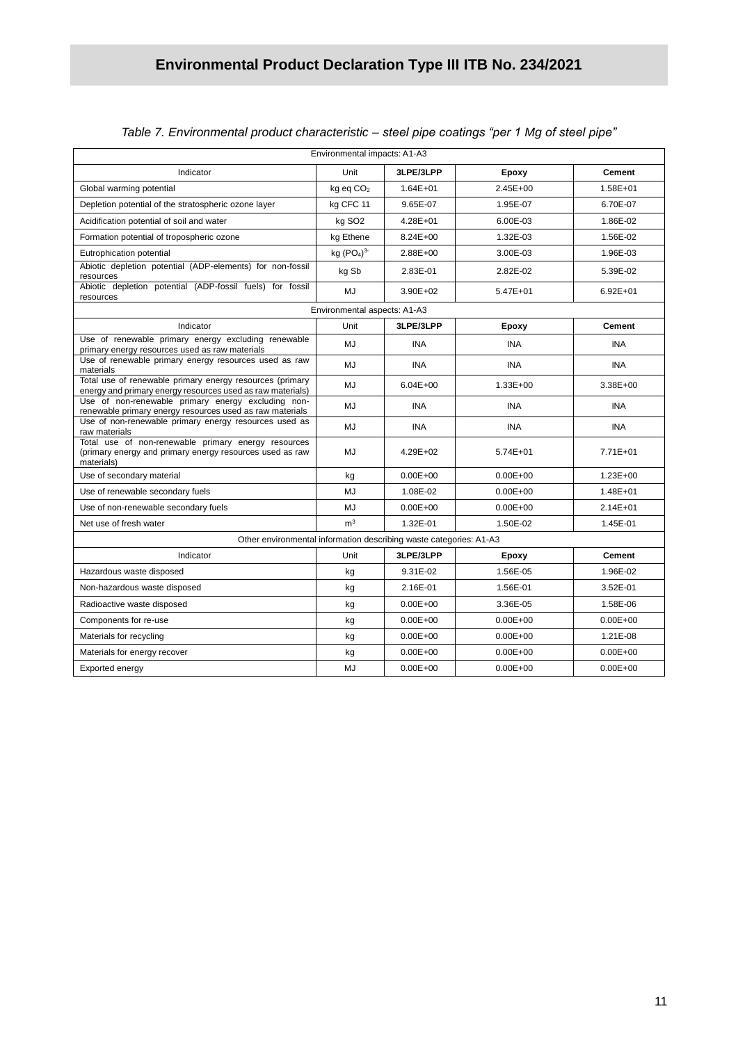# Environmental Product Declaration Type III ITB No. 234/2021

*Table 7. Environmental product characteristic – steel pipe coatings "per 1 Mg of steel pipe"*

| Environmental impacts: A1-A3 | | | | |
|---|---|---|---|---|
| Indicator | Unit | **3LPE/3LPP** | **Epoxy** | **Cement** |
| Global warming potential | kg eq $CO_2$ | 1.64E+01 | 2.45E+00 | 1.58E+01 |
| Depletion potential of the stratospheric ozone layer | kg CFC 11 | 9.65E-07 | 1.95E-07 | 6.70E-07 |
| Acidification potential of soil and water | kg SO2 | 4.28E+01 | 6.00E-03 | 1.86E-02 |
| Formation potential of tropospheric ozone | kg Ethene | 8.24E+00 | 1.32E-03 | 1.56E-02 |
| Eutrophication potential | kg $(PO_4)^{3-}$ | 2.88E+00 | 3.00E-03 | 1.96E-03 |
| Abiotic depletion potential (ADP-elements) for non-fossil resources | kg Sb | 2.83E-01 | 2.82E-02 | 5.39E-02 |
| Abiotic depletion potential (ADP-fossil fuels) for fossil resources | MJ | 3.90E+02 | 5.47E+01 | 6.92E+01 |
| **Environmental aspects: A1-A3** | | | | |
| Indicator | Unit | **3LPE/3LPP** | **Epoxy** | **Cement** |
| Use of renewable primary energy excluding renewable primary energy resources used as raw materials | MJ | INA | INA | INA |
| Use of renewable primary energy resources used as raw materials | MJ | INA | INA | INA |
| Total use of renewable primary energy resources (primary energy and primary energy resources used as raw materials) | MJ | 6.04E+00 | 1.33E+00 | 3.38E+00 |
| Use of non-renewable primary energy excluding non-renewable primary energy resources used as raw materials | MJ | INA | INA | INA |
| Use of non-renewable primary energy resources used as raw materials | MJ | INA | INA | INA |
| Total use of non-renewable primary energy resources (primary energy and primary energy resources used as raw materials) | MJ | 4.29E+02 | 5.74E+01 | 7.71E+01 |
| Use of secondary material | kg | 0.00E+00 | 0.00E+00 | 1.23E+00 |
| Use of renewable secondary fuels | MJ | 1.08E-02 | 0.00E+00 | 1.48E+01 |
| Use of non-renewable secondary fuels | MJ | 0.00E+00 | 0.00E+00 | 2.14E+01 |
| Net use of fresh water | $m^3$ | 1.32E-01 | 1.50E-02 | 1.45E-01 |
| **Other environmental information describing waste categories: A1-A3** | | | | |
| Indicator | Unit | **3LPE/3LPP** | **Epoxy** | **Cement** |
| Hazardous waste disposed | kg | 9.31E-02 | 1.56E-05 | 1.96E-02 |
| Non-hazardous waste disposed | kg | 2.16E-01 | 1.56E-01 | 3.52E-01 |
| Radioactive waste disposed | kg | 0.00E+00 | 3.36E-05 | 1.58E-06 |
| Components for re-use | kg | 0.00E+00 | 0.00E+00 | 0.00E+00 |
| Materials for recycling | kg | 0.00E+00 | 0.00E+00 | 1.21E-08 |
| Materials for energy recover | kg | 0.00E+00 | 0.00E+00 | 0.00E+00 |
| Exported energy | MJ | 0.00E+00 | 0.00E+00 | 0.00E+00 |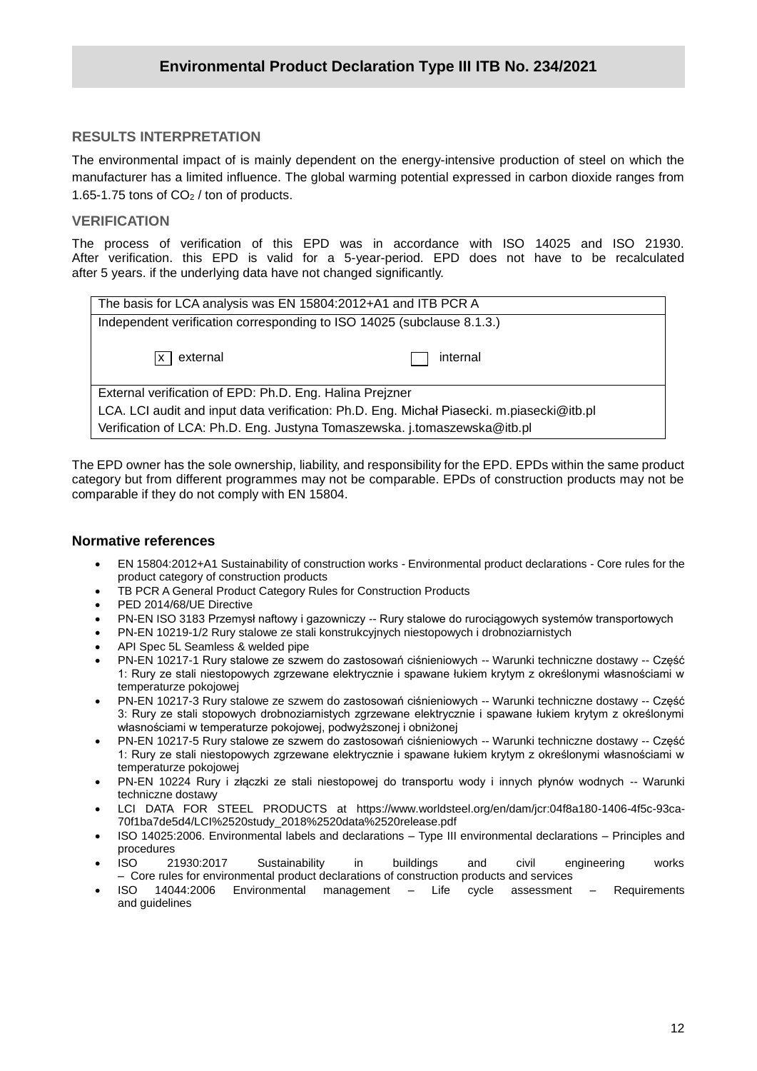# Environmental Product Declaration Type III ITB No. 234/2021

## RESULTS INTERPRETATION

The environmental impact of is mainly dependent on the energy-intensive production of steel on which the manufacturer has a limited influence. The global warming potential expressed in carbon dioxide ranges from 1.65-1.75 tons of $CO_2$ / ton of products.

## VERIFICATION

The process of verification of this EPD was in accordance with ISO 14025 and ISO 21930. After verification. this EPD is valid for a 5-year-period. EPD does not have to be recalculated after 5 years. if the underlying data have not changed significantly.

| The basis for LCA analysis was EN 15804:2012+A1 and ITB PCR A | |
|---|---|
| Independent verification corresponding to ISO 14025 (subclause 8.1.3.) | |
| [x] external | [ ] internal |
| External verification of EPD: Ph.D. Eng. Halina Prejzner | |
| LCA. LCI audit and input data verification: Ph.D. Eng. Michał Piasecki. m.piasecki@itb.pl | |
| Verification of LCA: Ph.D. Eng. Justyna Tomaszewska. j.tomaszewska@itb.pl | |

The EPD owner has the sole ownership, liability, and responsibility for the EPD. EPDs within the same product category but from different programmes may not be comparable. EPDs of construction products may not be comparable if they do not comply with EN 15804.

## Normative references

- EN 15804:2012+A1 Sustainability of construction works - Environmental product declarations - Core rules for the product category of construction products
- TB PCR A General Product Category Rules for Construction Products
- PED 2014/68/UE Directive
- PN-EN ISO 3183 Przemysł naftowy i gazowniczy -- Rury stalowe do rurociągowych systemów transportowych
- PN-EN 10219-1/2 Rury stalowe ze stali konstrukcyjnych niestopowych i drobnoziarnistych
- API Spec 5L Seamless & welded pipe
- PN-EN 10217-1 Rury stalowe ze szwem do zastosowań ciśnieniowych -- Warunki techniczne dostawy -- Część 1: Rury ze stali niestopowych zgrzewane elektrycznie i spawane łukiem krytym z określonymi własnościami w temperaturze pokojowej
- PN-EN 10217-3 Rury stalowe ze szwem do zastosowań ciśnieniowych -- Warunki techniczne dostawy -- Część 3: Rury ze stali stopowych drobnoziarnistych zgrzewane elektrycznie i spawane łukiem krytym z określonymi własnościami w temperaturze pokojowej, podwyższonej i obniżonej
- PN-EN 10217-5 Rury stalowe ze szwem do zastosowań ciśnieniowych -- Warunki techniczne dostawy -- Część 1: Rury ze stali niestopowych zgrzewane elektrycznie i spawane łukiem krytym z określonymi własnościami w temperaturze pokojowej
- PN-EN 10224 Rury i złączki ze stali niestopowej do transportu wody i innych płynów wodnych -- Warunki techniczne dostawy
- LCI DATA FOR STEEL PRODUCTS at https://www.worldsteel.org/en/dam/jcr:04f8a180-1406-4f5c-93ca-70f1ba7de5d4/LCI%2520study_2018%2520data%2520release.pdf
- ISO 14025:2006. Environmental labels and declarations – Type III environmental declarations – Principles and procedures
- ISO 21930:2017 Sustainability in buildings and civil engineering works – Core rules for environmental product declarations of construction products and services
- ISO 14044:2006 Environmental management – Life cycle assessment – Requirements and guidelines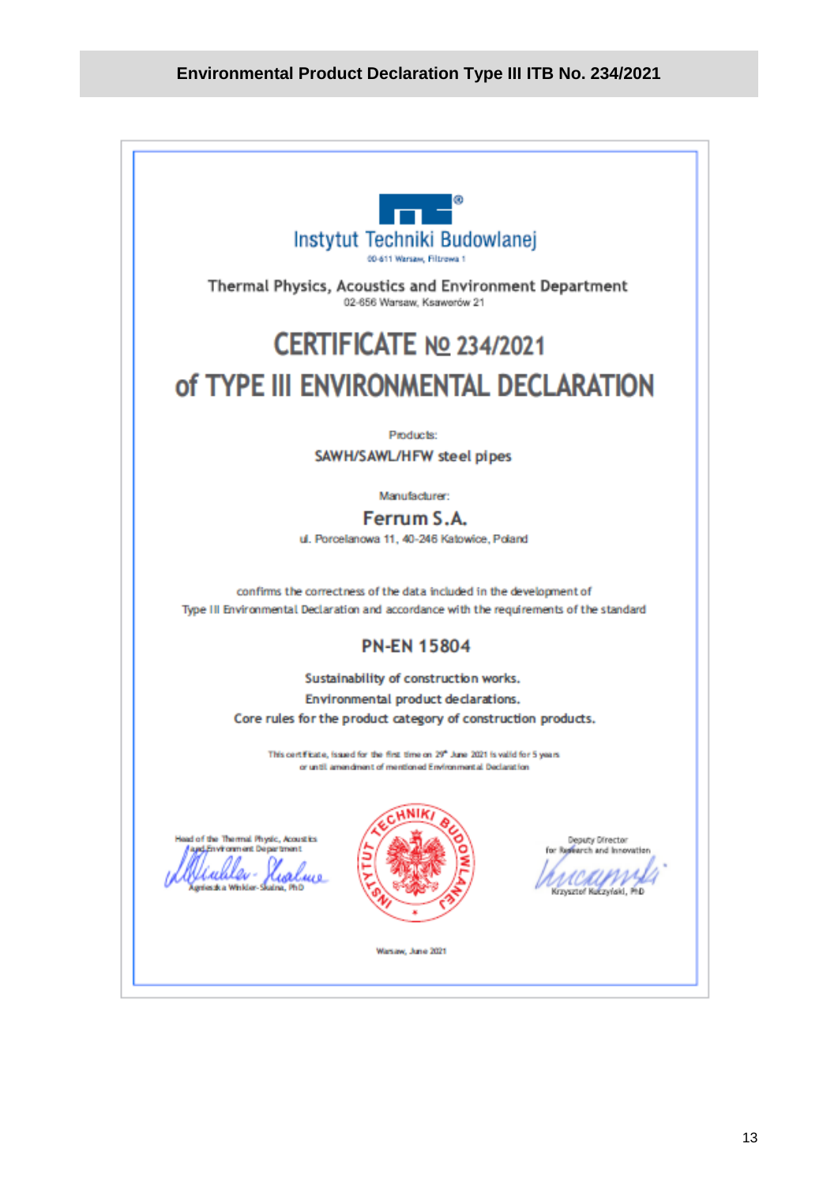Instytut Techniki Budowlanej

00-611 Warsaw, Filtrowa 1

Thermal Physics, Acoustics and Environment Department

02-656 Warsaw, Ksawerów 21

# CERTIFICATE № 234/2021

# of TYPE III ENVIRONMENTAL DECLARATION

Products:

**SAWH/SAWL/HFW steel pipes**

Manufacturer:

**Ferrum S.A.**

ul. Porcelanowa 11, 40-246 Katowice, Poland

confirms the correctness of the data included in the development of Type III Environmental Declaration and accordance with the requirements of the standard

**PN-EN 15804**

**Sustainability of construction works.**
**Environmental product declarations.**
**Core rules for the product category of construction products.**

This certificate, issued for the first time on 29th June 2021 is valid for 5 years or until amendment of mentioned Environmental Declaration

Head of the Thermal Physic, Acoustics and Environment Department

Agnieszka Winkler-Skalna, PhD

INSTYTUT TECHNIKI BUDOWLANEJ

Deputy Director for Research and Innovation

Krzysztof Kuczyński, PhD

Warsaw, June 2021